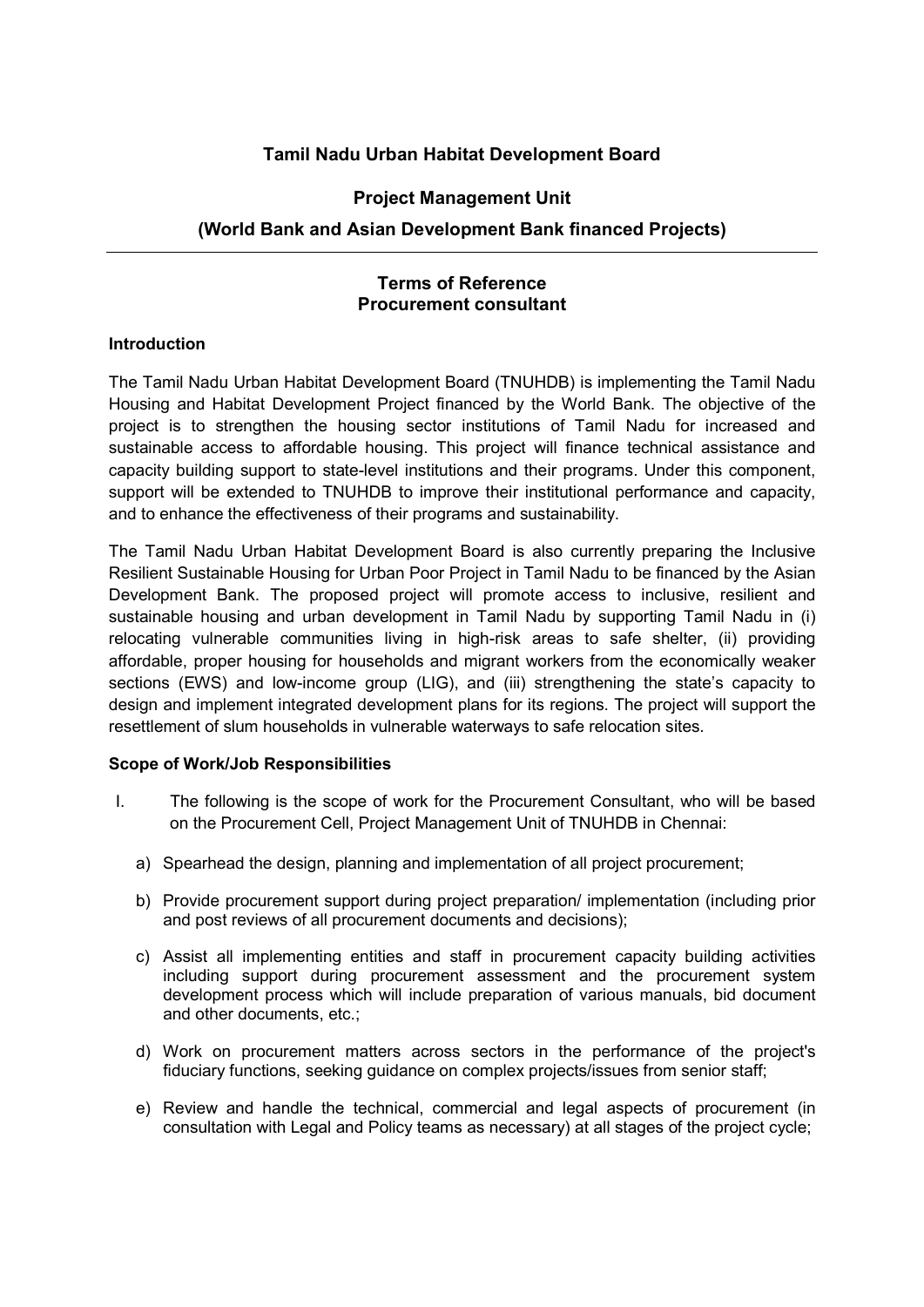# Tamil Nadu Urban Habitat Development Board

## Project Management Unit

## (World Bank and Asian Development Bank financed Projects)

---

## Terms of Reference
## Procurement consultant

### Introduction

The Tamil Nadu Urban Habitat Development Board (TNUHDB) is implementing the Tamil Nadu Housing and Habitat Development Project financed by the World Bank. The objective of the project is to strengthen the housing sector institutions of Tamil Nadu for increased and sustainable access to affordable housing. This project will finance technical assistance and capacity building support to state-level institutions and their programs. Under this component, support will be extended to TNUHDB to improve their institutional performance and capacity, and to enhance the effectiveness of their programs and sustainability.

The Tamil Nadu Urban Habitat Development Board is also currently preparing the Inclusive Resilient Sustainable Housing for Urban Poor Project in Tamil Nadu to be financed by the Asian Development Bank. The proposed project will promote access to inclusive, resilient and sustainable housing and urban development in Tamil Nadu by supporting Tamil Nadu in (i) relocating vulnerable communities living in high-risk areas to safe shelter, (ii) providing affordable, proper housing for households and migrant workers from the economically weaker sections (EWS) and low-income group (LIG), and (iii) strengthening the state's capacity to design and implement integrated development plans for its regions. The project will support the resettlement of slum households in vulnerable waterways to safe relocation sites.

### Scope of Work/Job Responsibilities

I. The following is the scope of work for the Procurement Consultant, who will be based on the Procurement Cell, Project Management Unit of TNUHDB in Chennai:

a) Spearhead the design, planning and implementation of all project procurement;

b) Provide procurement support during project preparation/ implementation (including prior and post reviews of all procurement documents and decisions);

c) Assist all implementing entities and staff in procurement capacity building activities including support during procurement assessment and the procurement system development process which will include preparation of various manuals, bid document and other documents, etc.;

d) Work on procurement matters across sectors in the performance of the project's fiduciary functions, seeking guidance on complex projects/issues from senior staff;

e) Review and handle the technical, commercial and legal aspects of procurement (in consultation with Legal and Policy teams as necessary) at all stages of the project cycle;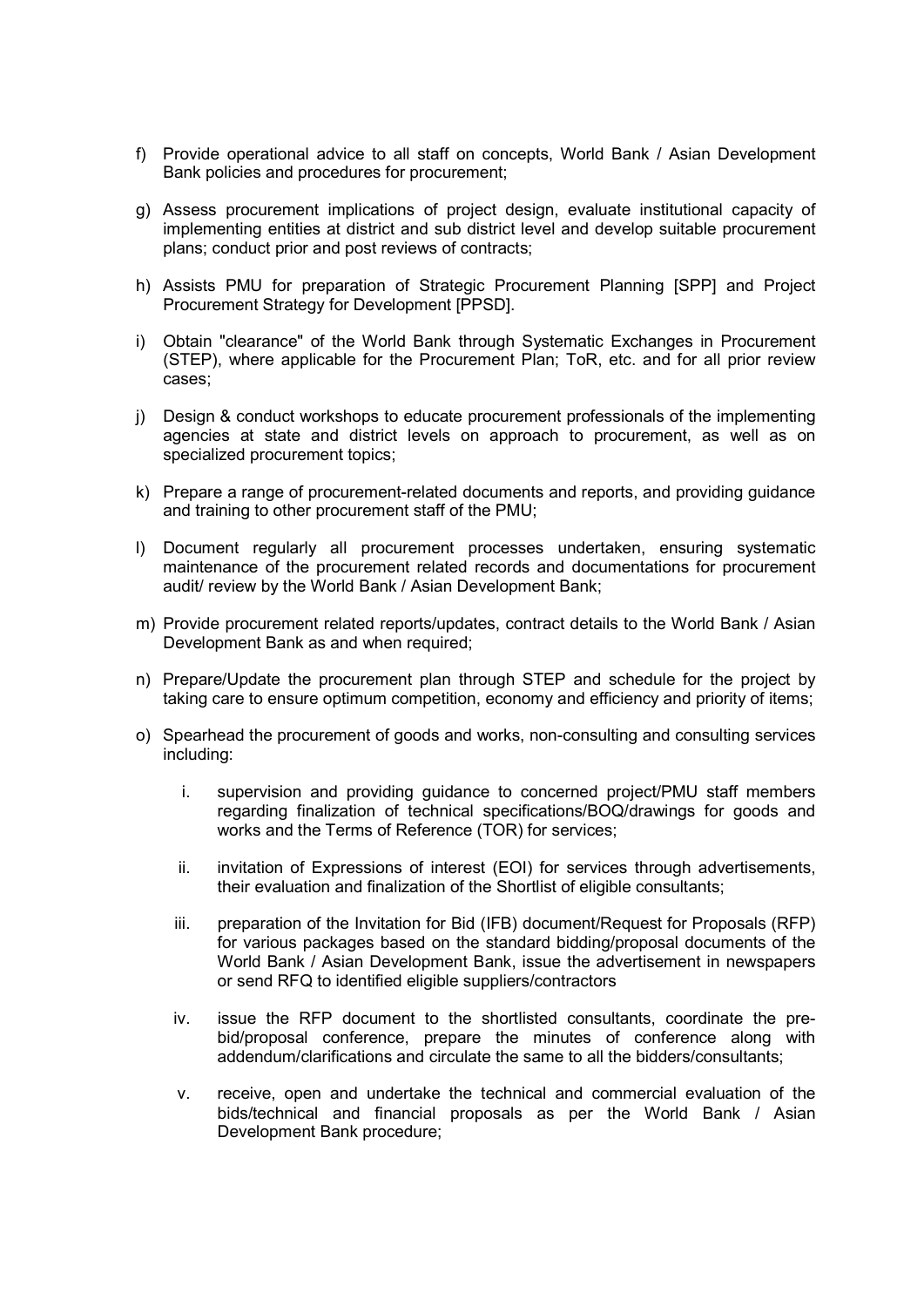f) Provide operational advice to all staff on concepts, World Bank / Asian Development Bank policies and procedures for procurement;

g) Assess procurement implications of project design, evaluate institutional capacity of implementing entities at district and sub district level and develop suitable procurement plans; conduct prior and post reviews of contracts;

h) Assists PMU for preparation of Strategic Procurement Planning [SPP] and Project Procurement Strategy for Development [PPSD].

i) Obtain "clearance" of the World Bank through Systematic Exchanges in Procurement (STEP), where applicable for the Procurement Plan; ToR, etc. and for all prior review cases;

j) Design & conduct workshops to educate procurement professionals of the implementing agencies at state and district levels on approach to procurement, as well as on specialized procurement topics;

k) Prepare a range of procurement-related documents and reports, and providing guidance and training to other procurement staff of the PMU;

l) Document regularly all procurement processes undertaken, ensuring systematic maintenance of the procurement related records and documentations for procurement audit/ review by the World Bank / Asian Development Bank;

m) Provide procurement related reports/updates, contract details to the World Bank / Asian Development Bank as and when required;

n) Prepare/Update the procurement plan through STEP and schedule for the project by taking care to ensure optimum competition, economy and efficiency and priority of items;

o) Spearhead the procurement of goods and works, non-consulting and consulting services including:

   i. supervision and providing guidance to concerned project/PMU staff members regarding finalization of technical specifications/BOQ/drawings for goods and works and the Terms of Reference (TOR) for services;

   ii. invitation of Expressions of interest (EOI) for services through advertisements, their evaluation and finalization of the Shortlist of eligible consultants;

   iii. preparation of the Invitation for Bid (IFB) document/Request for Proposals (RFP) for various packages based on the standard bidding/proposal documents of the World Bank / Asian Development Bank, issue the advertisement in newspapers or send RFQ to identified eligible suppliers/contractors

   iv. issue the RFP document to the shortlisted consultants, coordinate the pre-bid/proposal conference, prepare the minutes of conference along with addendum/clarifications and circulate the same to all the bidders/consultants;

   v. receive, open and undertake the technical and commercial evaluation of the bids/technical and financial proposals as per the World Bank / Asian Development Bank procedure;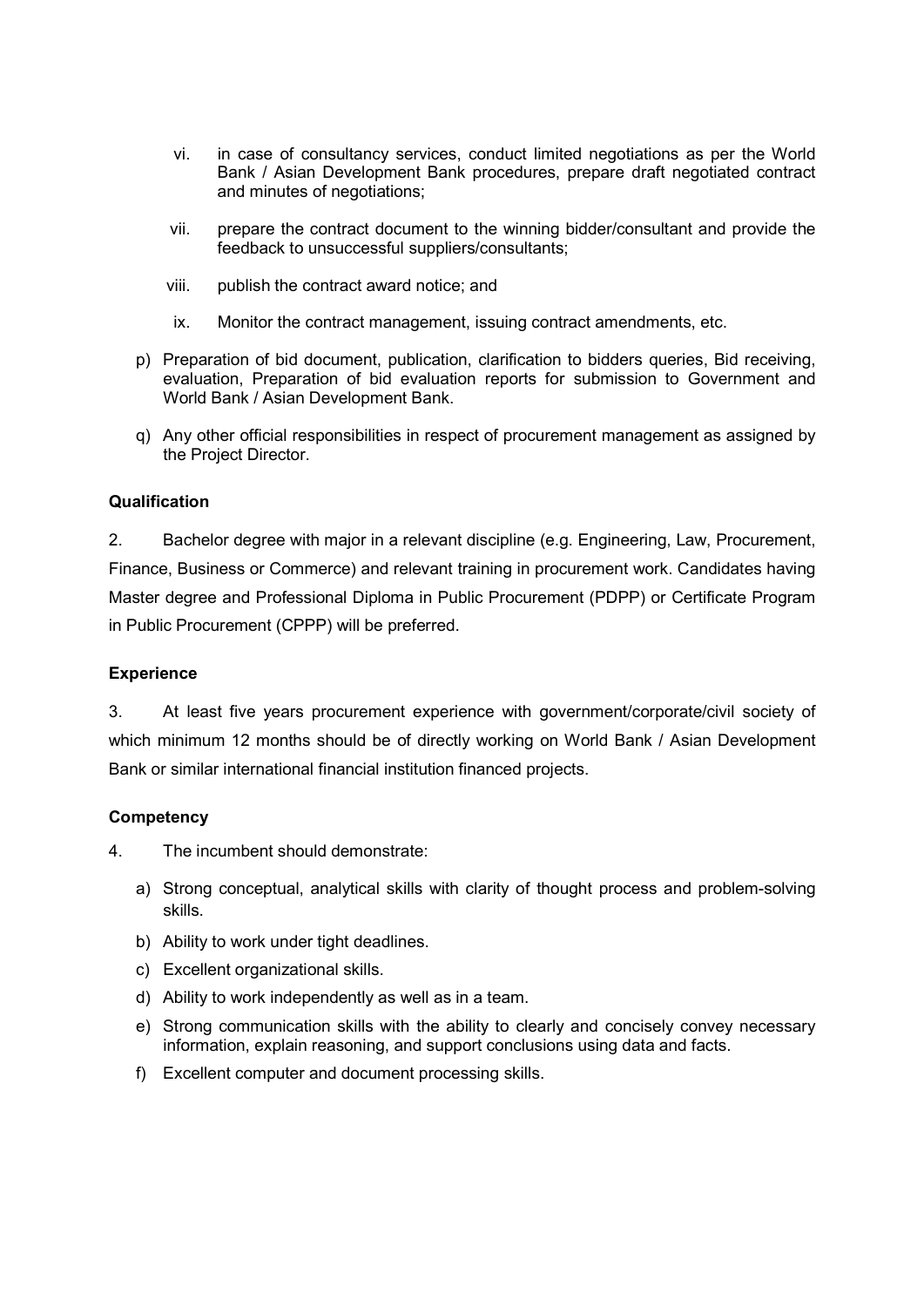vi. in case of consultancy services, conduct limited negotiations as per the World Bank / Asian Development Bank procedures, prepare draft negotiated contract and minutes of negotiations;

vii. prepare the contract document to the winning bidder/consultant and provide the feedback to unsuccessful suppliers/consultants;

viii. publish the contract award notice; and

ix. Monitor the contract management, issuing contract amendments, etc.

p) Preparation of bid document, publication, clarification to bidders queries, Bid receiving, evaluation, Preparation of bid evaluation reports for submission to Government and World Bank / Asian Development Bank.

q) Any other official responsibilities in respect of procurement management as assigned by the Project Director.

**Qualification**

2. Bachelor degree with major in a relevant discipline (e.g. Engineering, Law, Procurement, Finance, Business or Commerce) and relevant training in procurement work. Candidates having Master degree and Professional Diploma in Public Procurement (PDPP) or Certificate Program in Public Procurement (CPPP) will be preferred.

**Experience**

3. At least five years procurement experience with government/corporate/civil society of which minimum 12 months should be of directly working on World Bank / Asian Development Bank or similar international financial institution financed projects.

**Competency**

4. The incumbent should demonstrate:

a) Strong conceptual, analytical skills with clarity of thought process and problem-solving skills.

b) Ability to work under tight deadlines.

c) Excellent organizational skills.

d) Ability to work independently as well as in a team.

e) Strong communication skills with the ability to clearly and concisely convey necessary information, explain reasoning, and support conclusions using data and facts.

f) Excellent computer and document processing skills.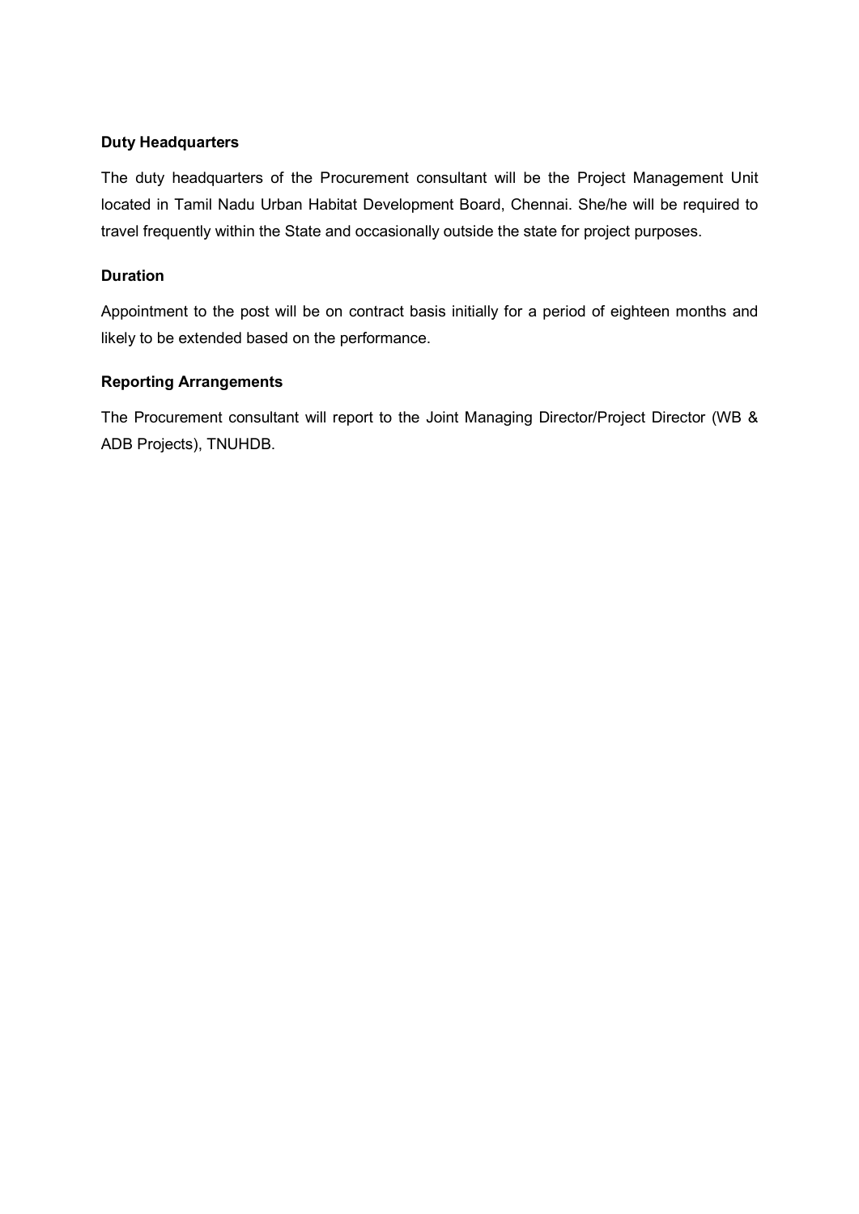**Duty Headquarters**

The duty headquarters of the Procurement consultant will be the Project Management Unit located in Tamil Nadu Urban Habitat Development Board, Chennai. She/he will be required to travel frequently within the State and occasionally outside the state for project purposes.

**Duration**

Appointment to the post will be on contract basis initially for a period of eighteen months and likely to be extended based on the performance.

**Reporting Arrangements**

The Procurement consultant will report to the Joint Managing Director/Project Director (WB & ADB Projects), TNUHDB.